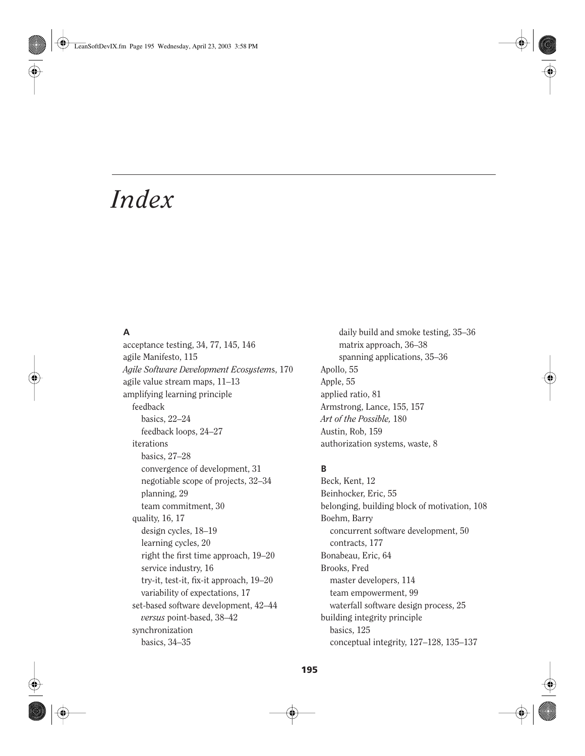# *Index*

### A

acceptance testing, 34, 77, 145, 146
agile Manifesto, 115
*Agile Software Development Ecosystems,* 170
agile value stream maps, 11–13
amplifying learning principle
- feedback
  - basics, 22–24
  - feedback loops, 24–27
- iterations
  - basics, 27–28
  - convergence of development, 31
  - negotiable scope of projects, 32–34
  - planning, 29
  - team commitment, 30
- quality, 16, 17
  - design cycles, 18–19
  - learning cycles, 20
  - right the first time approach, 19–20
  - service industry, 16
  - try-it, test-it, fix-it approach, 19–20
  - variability of expectations, 17
- set-based software development, 42–44
  - *versus* point-based, 38–42
- synchronization
  - basics, 34–35
  - daily build and smoke testing, 35–36
  - matrix approach, 36–38
  - spanning applications, 35–36

Apollo, 55
Apple, 55
applied ratio, 81
Armstrong, Lance, 155, 157
*Art of the Possible,* 180
Austin, Rob, 159
authorization systems, waste, 8

### B

Beck, Kent, 12
Beinhocker, Eric, 55
belonging, building block of motivation, 108
Boehm, Barry
- concurrent software development, 50
- contracts, 177

Bonabeau, Eric, 64
Brooks, Fred
- master developers, 114
- team empowerment, 99
- waterfall software design process, 25

building integrity principle
- basics, 125
- conceptual integrity, 127–128, 135–137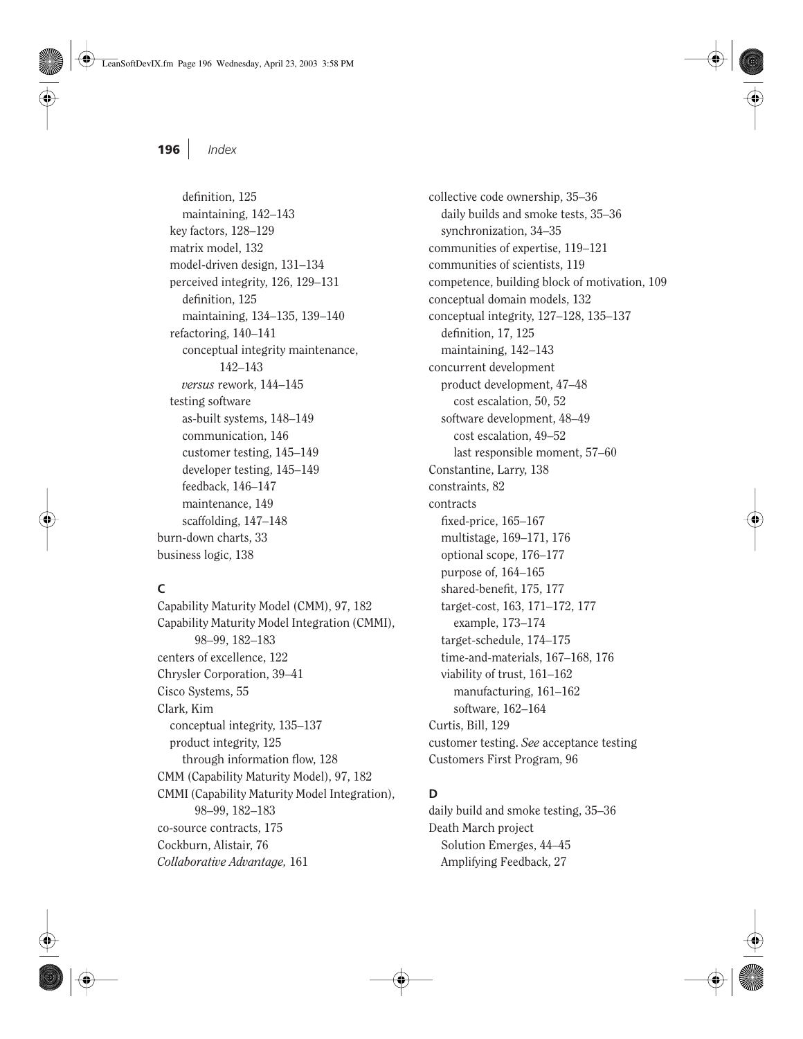definition, 125
maintaining, 142–143
key factors, 128–129
matrix model, 132
model-driven design, 131–134
perceived integrity, 126, 129–131
definition, 125
maintaining, 134–135, 139–140
refactoring, 140–141
conceptual integrity maintenance, 142–143
*versus* rework, 144–145
testing software
as-built systems, 148–149
communication, 146
customer testing, 145–149
developer testing, 145–149
feedback, 146–147
maintenance, 149
scaffolding, 147–148
burn-down charts, 33
business logic, 138

### C

Capability Maturity Model (CMM), 97, 182
Capability Maturity Model Integration (CMMI), 98–99, 182–183
centers of excellence, 122
Chrysler Corporation, 39–41
Cisco Systems, 55
Clark, Kim
conceptual integrity, 135–137
product integrity, 125
through information flow, 128
CMM (Capability Maturity Model), 97, 182
CMMI (Capability Maturity Model Integration), 98–99, 182–183
co-source contracts, 175
Cockburn, Alistair, 76
*Collaborative Advantage,* 161
collective code ownership, 35–36
daily builds and smoke tests, 35–36
synchronization, 34–35
communities of expertise, 119–121
communities of scientists, 119
competence, building block of motivation, 109
conceptual domain models, 132
conceptual integrity, 127–128, 135–137
definition, 17, 125
maintaining, 142–143
concurrent development
product development, 47–48
cost escalation, 50, 52
software development, 48–49
cost escalation, 49–52
last responsible moment, 57–60
Constantine, Larry, 138
constraints, 82
contracts
fixed-price, 165–167
multistage, 169–171, 176
optional scope, 176–177
purpose of, 164–165
shared-benefit, 175, 177
target-cost, 163, 171–172, 177
example, 173–174
target-schedule, 174–175
time-and-materials, 167–168, 176
viability of trust, 161–162
manufacturing, 161–162
software, 162–164
Curtis, Bill, 129
customer testing. *See* acceptance testing
Customers First Program, 96

### D

daily build and smoke testing, 35–36
Death March project
Solution Emerges, 44–45
Amplifying Feedback, 27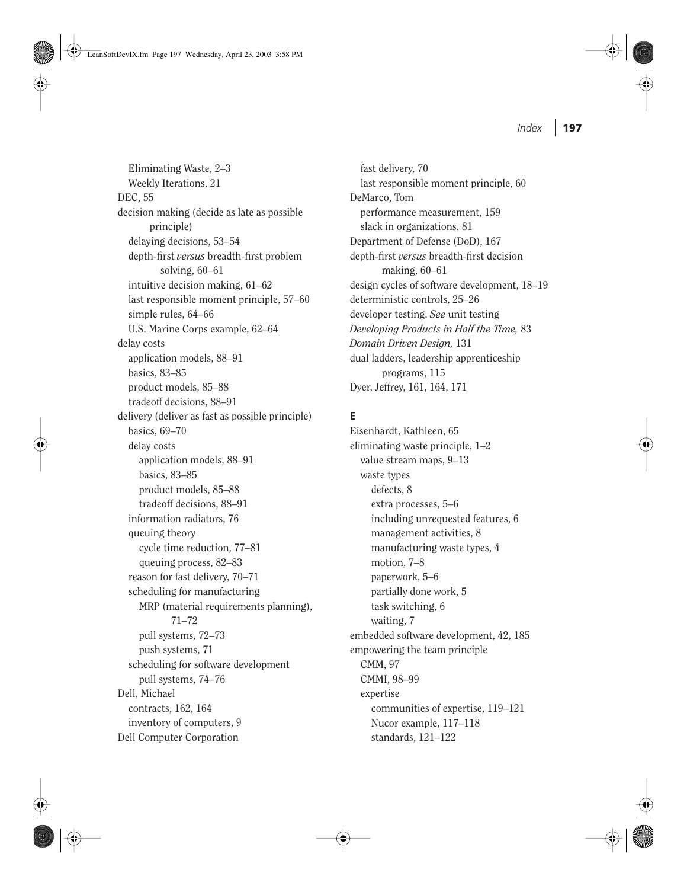Eliminating Waste, 2–3
  Weekly Iterations, 21
DEC, 55
decision making (decide as late as possible principle)
  delaying decisions, 53–54
  depth-first *versus* breadth-first problem solving, 60–61
  intuitive decision making, 61–62
  last responsible moment principle, 57–60
  simple rules, 64–66
  U.S. Marine Corps example, 62–64
delay costs
  application models, 88–91
  basics, 83–85
  product models, 85–88
  tradeoff decisions, 88–91
delivery (deliver as fast as possible principle)
  basics, 69–70
  delay costs
    application models, 88–91
    basics, 83–85
    product models, 85–88
    tradeoff decisions, 88–91
  information radiators, 76
  queuing theory
    cycle time reduction, 77–81
    queuing process, 82–83
  reason for fast delivery, 70–71
  scheduling for manufacturing
    MRP (material requirements planning), 71–72
    pull systems, 72–73
    push systems, 71
  scheduling for software development
    pull systems, 74–76
Dell, Michael
  contracts, 162, 164
  inventory of computers, 9
Dell Computer Corporation
  fast delivery, 70
  last responsible moment principle, 60
DeMarco, Tom
  performance measurement, 159
  slack in organizations, 81
Department of Defense (DoD), 167
depth-first *versus* breadth-first decision making, 60–61
design cycles of software development, 18–19
deterministic controls, 25–26
developer testing. *See* unit testing
*Developing Products in Half the Time,* 83
*Domain Driven Design,* 131
dual ladders, leadership apprenticeship programs, 115
Dyer, Jeffrey, 161, 164, 171

**E**

Eisenhardt, Kathleen, 65
eliminating waste principle, 1–2
  value stream maps, 9–13
  waste types
    defects, 8
    extra processes, 5–6
    including unrequested features, 6
    management activities, 8
    manufacturing waste types, 4
    motion, 7–8
    paperwork, 5–6
    partially done work, 5
    task switching, 6
    waiting, 7
embedded software development, 42, 185
empowering the team principle
  CMM, 97
  CMMI, 98–99
  expertise
    communities of expertise, 119–121
    Nucor example, 117–118
    standards, 121–122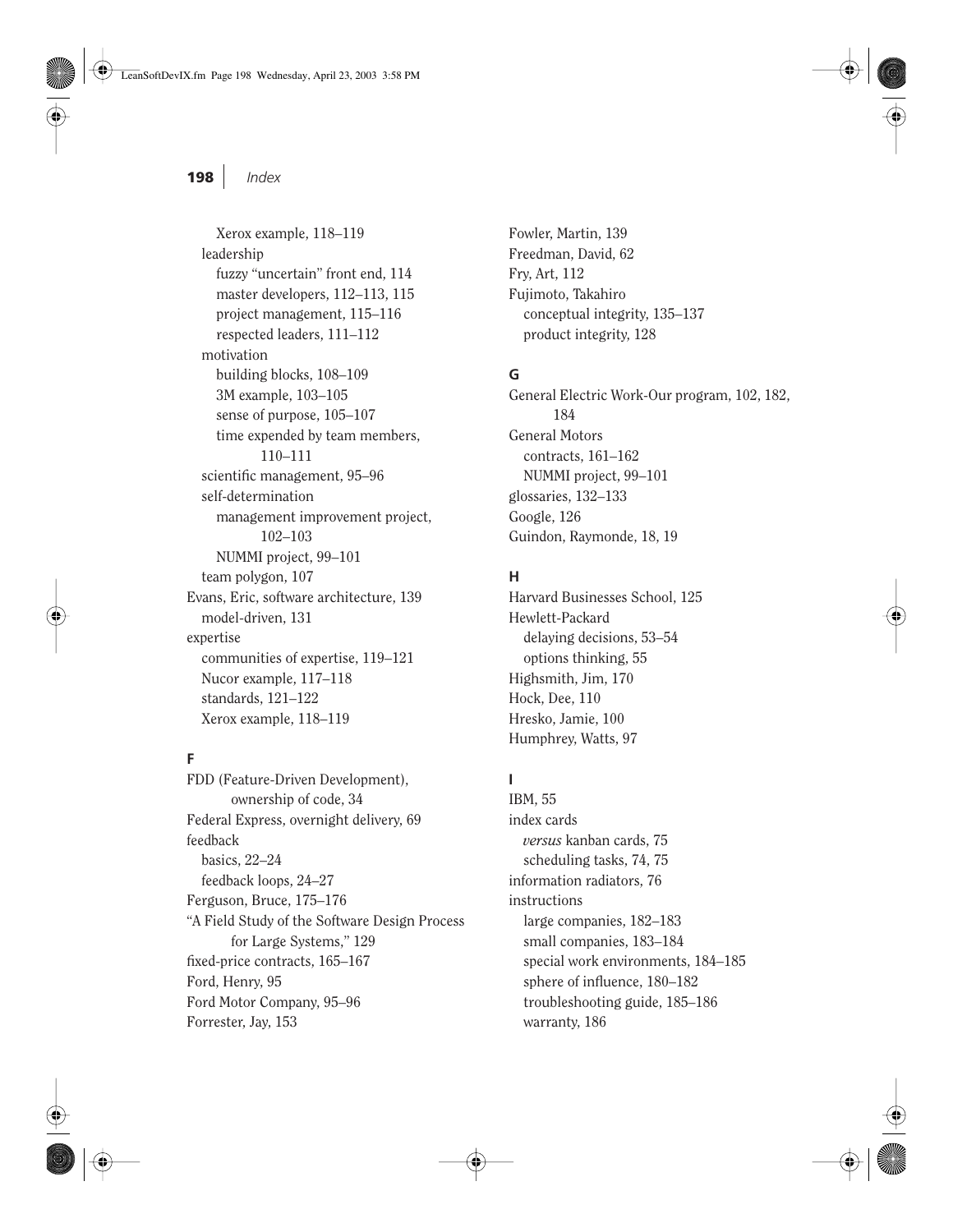Xerox example, 118–119
leadership
 fuzzy "uncertain" front end, 114
 master developers, 112–113, 115
 project management, 115–116
 respected leaders, 111–112
motivation
 building blocks, 108–109
 3M example, 103–105
 sense of purpose, 105–107
 time expended by team members, 110–111
scientific management, 95–96
self-determination
 management improvement project, 102–103
 NUMMI project, 99–101
team polygon, 107

Evans, Eric, software architecture, 139
 model-driven, 131

expertise
 communities of expertise, 119–121
 Nucor example, 117–118
 standards, 121–122
 Xerox example, 118–119

### F

FDD (Feature-Driven Development), ownership of code, 34

Federal Express, overnight delivery, 69

feedback
 basics, 22–24
 feedback loops, 24–27

Ferguson, Bruce, 175–176

"A Field Study of the Software Design Process for Large Systems," 129

fixed-price contracts, 165–167

Ford, Henry, 95

Ford Motor Company, 95–96

Forrester, Jay, 153

Fowler, Martin, 139

Freedman, David, 62

Fry, Art, 112

Fujimoto, Takahiro
 conceptual integrity, 135–137
 product integrity, 128

### G

General Electric Work-Our program, 102, 182, 184

General Motors
 contracts, 161–162
 NUMMI project, 99–101

glossaries, 132–133

Google, 126

Guindon, Raymonde, 18, 19

### H

Harvard Businesses School, 125

Hewlett-Packard
 delaying decisions, 53–54
 options thinking, 55

Highsmith, Jim, 170

Hock, Dee, 110

Hresko, Jamie, 100

Humphrey, Watts, 97

### I

IBM, 55

index cards
 *versus* kanban cards, 75
 scheduling tasks, 74, 75

information radiators, 76

instructions
 large companies, 182–183
 small companies, 183–184
 special work environments, 184–185
 sphere of influence, 180–182
 troubleshooting guide, 185–186
 warranty, 186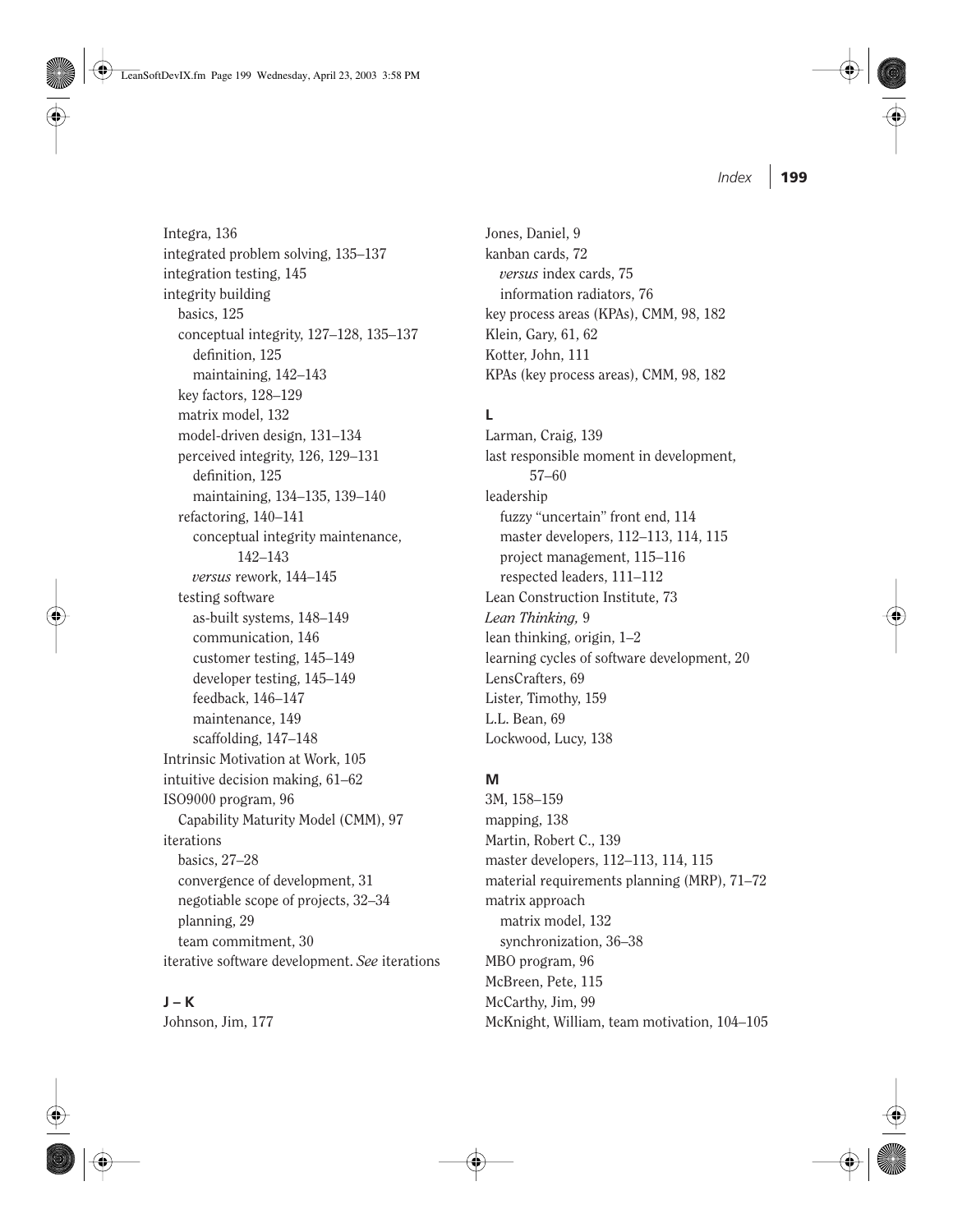Integra, 136
integrated problem solving, 135–137
integration testing, 145
integrity building
- basics, 125
- conceptual integrity, 127–128, 135–137
  - definition, 125
  - maintaining, 142–143
- key factors, 128–129
- matrix model, 132
- model-driven design, 131–134
- perceived integrity, 126, 129–131
  - definition, 125
  - maintaining, 134–135, 139–140
- refactoring, 140–141
  - conceptual integrity maintenance, 142–143
  - *versus* rework, 144–145
- testing software
  - as-built systems, 148–149
  - communication, 146
  - customer testing, 145–149
  - developer testing, 145–149
  - feedback, 146–147
  - maintenance, 149
  - scaffolding, 147–148

Intrinsic Motivation at Work, 105
intuitive decision making, 61–62
ISO9000 program, 96
- Capability Maturity Model (CMM), 97

iterations
- basics, 27–28
- convergence of development, 31
- negotiable scope of projects, 32–34
- planning, 29
- team commitment, 30

iterative software development. *See* iterations

**J – K**

Johnson, Jim, 177
Jones, Daniel, 9
kanban cards, 72
- *versus* index cards, 75
- information radiators, 76

key process areas (KPAs), CMM, 98, 182
Klein, Gary, 61, 62
Kotter, John, 111
KPAs (key process areas), CMM, 98, 182

**L**

Larman, Craig, 139
last responsible moment in development, 57–60
leadership
- fuzzy "uncertain" front end, 114
- master developers, 112–113, 114, 115
- project management, 115–116
- respected leaders, 111–112

Lean Construction Institute, 73
*Lean Thinking,* 9
lean thinking, origin, 1–2
learning cycles of software development, 20
LensCrafters, 69
Lister, Timothy, 159
L.L. Bean, 69
Lockwood, Lucy, 138

**M**

3M, 158–159
mapping, 138
Martin, Robert C., 139
master developers, 112–113, 114, 115
material requirements planning (MRP), 71–72
matrix approach
- matrix model, 132
- synchronization, 36–38

MBO program, 96
McBreen, Pete, 115
McCarthy, Jim, 99
McKnight, William, team motivation, 104–105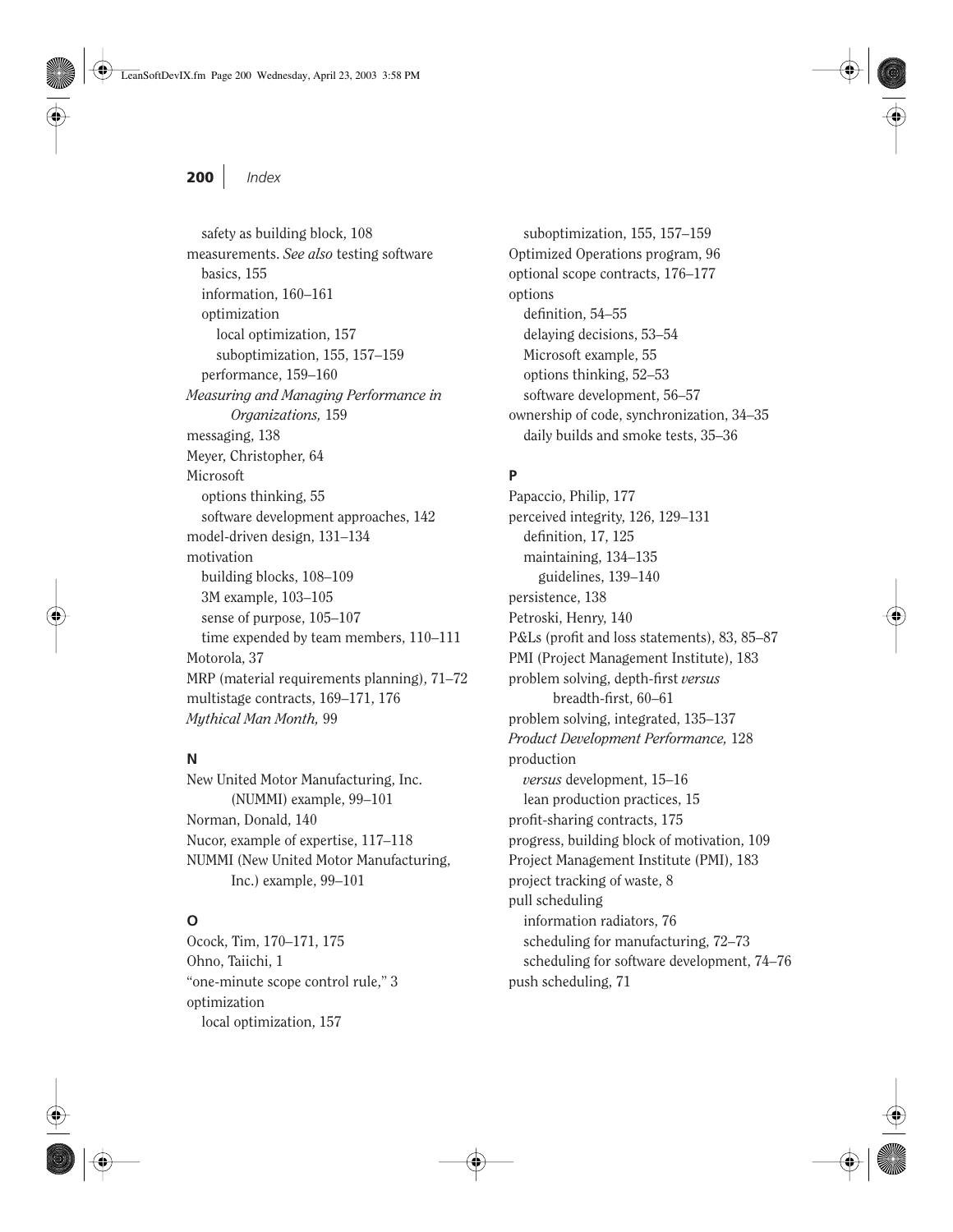safety as building block, 108

measurements. *See also* testing software
- basics, 155
- information, 160–161
- optimization
  - local optimization, 157
  - suboptimization, 155, 157–159
- performance, 159–160

*Measuring and Managing Performance in Organizations,* 159

messaging, 138

Meyer, Christopher, 64

Microsoft
- options thinking, 55
- software development approaches, 142

model-driven design, 131–134

motivation
- building blocks, 108–109
- 3M example, 103–105
- sense of purpose, 105–107
- time expended by team members, 110–111

Motorola, 37

MRP (material requirements planning), 71–72

multistage contracts, 169–171, 176

*Mythical Man Month,* 99

**N**

New United Motor Manufacturing, Inc. (NUMMI) example, 99–101

Norman, Donald, 140

Nucor, example of expertise, 117–118

NUMMI (New United Motor Manufacturing, Inc.) example, 99–101

**O**

Ocock, Tim, 170–171, 175

Ohno, Taiichi, 1

"one-minute scope control rule," 3

optimization
- local optimization, 157
- suboptimization, 155, 157–159

Optimized Operations program, 96

optional scope contracts, 176–177

options
- definition, 54–55
- delaying decisions, 53–54
- Microsoft example, 55
- options thinking, 52–53
- software development, 56–57

ownership of code, synchronization, 34–35
- daily builds and smoke tests, 35–36

**P**

Papaccio, Philip, 177

perceived integrity, 126, 129–131
- definition, 17, 125
- maintaining, 134–135
  - guidelines, 139–140

persistence, 138

Petroski, Henry, 140

P&Ls (profit and loss statements), 83, 85–87

PMI (Project Management Institute), 183

problem solving, depth-first *versus* breadth-first, 60–61

problem solving, integrated, 135–137

*Product Development Performance,* 128

production
- *versus* development, 15–16
- lean production practices, 15

profit-sharing contracts, 175

progress, building block of motivation, 109

Project Management Institute (PMI), 183

project tracking of waste, 8

pull scheduling
- information radiators, 76
- scheduling for manufacturing, 72–73
- scheduling for software development, 74–76

push scheduling, 71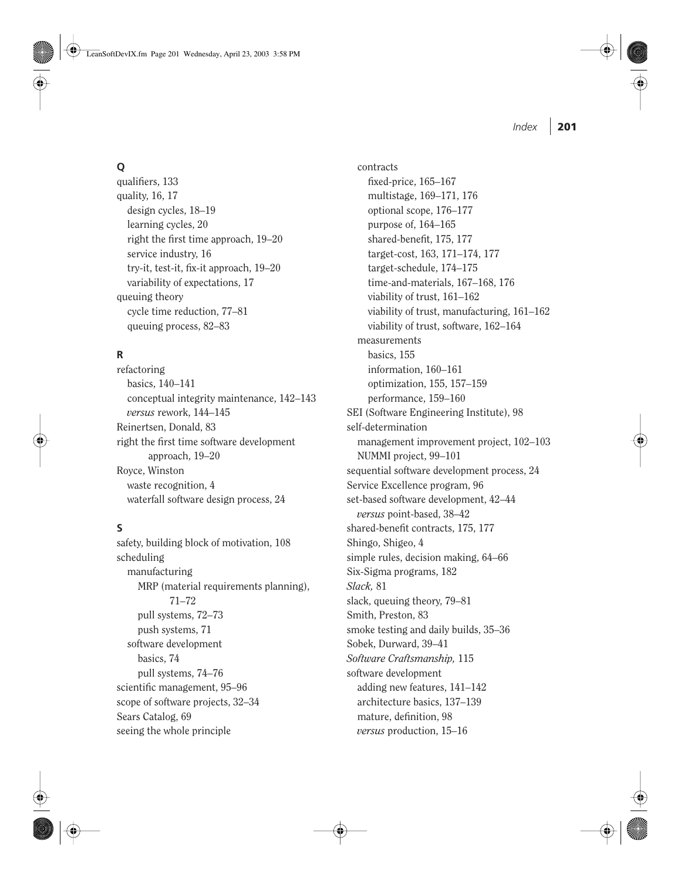**Q**

qualifiers, 133
quality, 16, 17
  design cycles, 18–19
  learning cycles, 20
  right the first time approach, 19–20
  service industry, 16
  try-it, test-it, fix-it approach, 19–20
  variability of expectations, 17
queuing theory
  cycle time reduction, 77–81
  queuing process, 82–83

**R**

refactoring
  basics, 140–141
  conceptual integrity maintenance, 142–143
  *versus* rework, 144–145
Reinertsen, Donald, 83
right the first time software development approach, 19–20
Royce, Winston
  waste recognition, 4
  waterfall software design process, 24

**S**

safety, building block of motivation, 108
scheduling
  manufacturing
    MRP (material requirements planning), 71–72
    pull systems, 72–73
    push systems, 71
  software development
    basics, 74
    pull systems, 74–76
scientific management, 95–96
scope of software projects, 32–34
Sears Catalog, 69
seeing the whole principle
  contracts
    fixed-price, 165–167
    multistage, 169–171, 176
    optional scope, 176–177
    purpose of, 164–165
    shared-benefit, 175, 177
    target-cost, 163, 171–174, 177
    target-schedule, 174–175
    time-and-materials, 167–168, 176
    viability of trust, 161–162
    viability of trust, manufacturing, 161–162
    viability of trust, software, 162–164
  measurements
    basics, 155
    information, 160–161
    optimization, 155, 157–159
    performance, 159–160
SEI (Software Engineering Institute), 98
self-determination
  management improvement project, 102–103
  NUMMI project, 99–101
sequential software development process, 24
Service Excellence program, 96
set-based software development, 42–44
  *versus* point-based, 38–42
shared-benefit contracts, 175, 177
Shingo, Shigeo, 4
simple rules, decision making, 64–66
Six-Sigma programs, 182
*Slack,* 81
slack, queuing theory, 79–81
Smith, Preston, 83
smoke testing and daily builds, 35–36
Sobek, Durward, 39–41
*Software Craftsmanship,* 115
software development
  adding new features, 141–142
  architecture basics, 137–139
  mature, definition, 98
  *versus* production, 15–16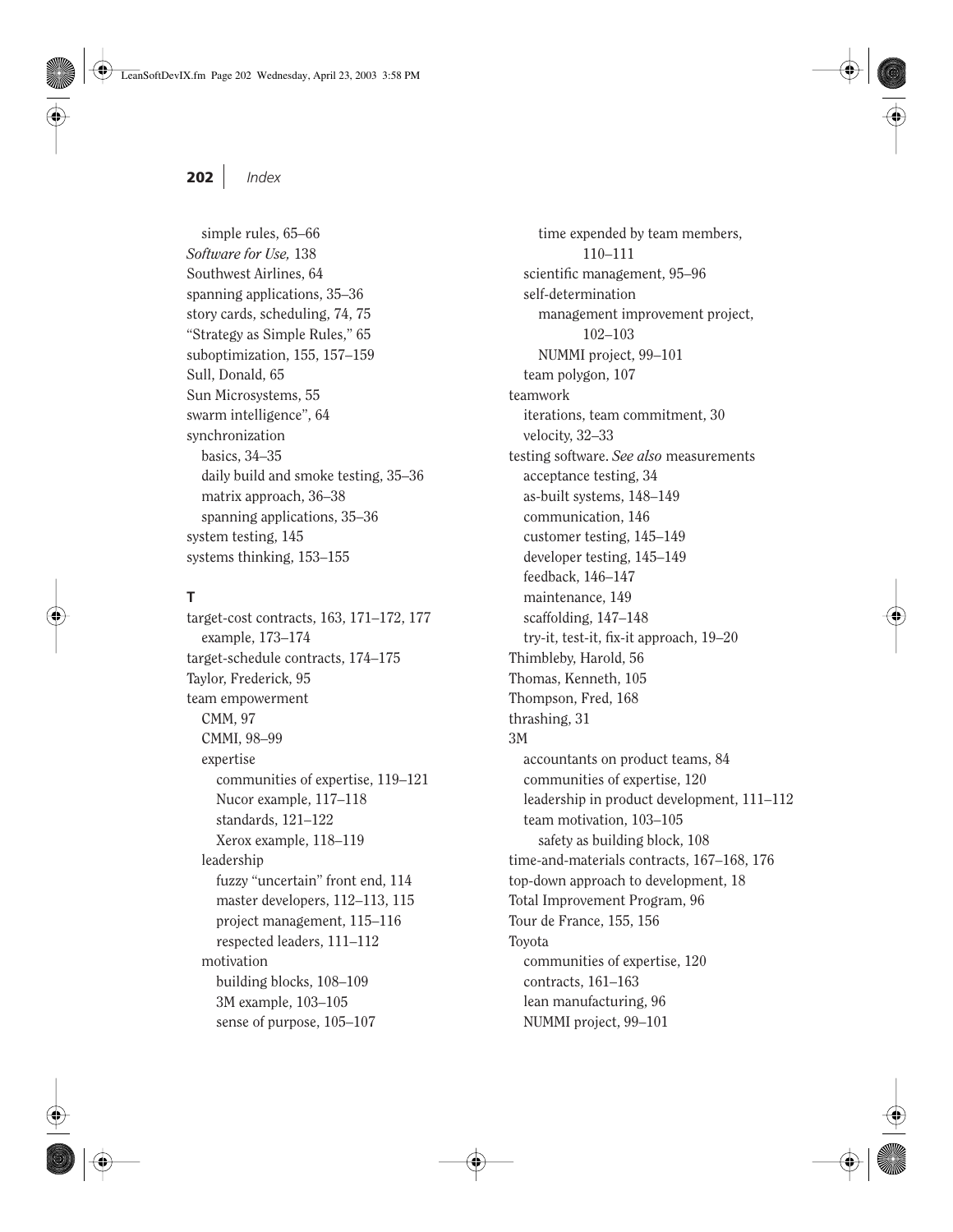- simple rules, 65–66
- *Software for Use,* 138
- Southwest Airlines, 64
- spanning applications, 35–36
- story cards, scheduling, 74, 75
- "Strategy as Simple Rules," 65
- suboptimization, 155, 157–159
- Sull, Donald, 65
- Sun Microsystems, 55
- swarm intelligence", 64
- synchronization
  - basics, 34–35
  - daily build and smoke testing, 35–36
  - matrix approach, 36–38
  - spanning applications, 35–36
- system testing, 145
- systems thinking, 153–155

### T

- target-cost contracts, 163, 171–172, 177
  - example, 173–174
- target-schedule contracts, 174–175
- Taylor, Frederick, 95
- team empowerment
  - CMM, 97
  - CMMI, 98–99
  - expertise
    - communities of expertise, 119–121
    - Nucor example, 117–118
    - standards, 121–122
    - Xerox example, 118–119
  - leadership
    - fuzzy "uncertain" front end, 114
    - master developers, 112–113, 115
    - project management, 115–116
    - respected leaders, 111–112
  - motivation
    - building blocks, 108–109
    - 3M example, 103–105
    - sense of purpose, 105–107
    - time expended by team members, 110–111
  - scientific management, 95–96
  - self-determination
    - management improvement project, 102–103
    - NUMMI project, 99–101
  - team polygon, 107
- teamwork
  - iterations, team commitment, 30
  - velocity, 32–33
- testing software. *See also* measurements
  - acceptance testing, 34
  - as-built systems, 148–149
  - communication, 146
  - customer testing, 145–149
  - developer testing, 145–149
  - feedback, 146–147
  - maintenance, 149
  - scaffolding, 147–148
  - try-it, test-it, fix-it approach, 19–20
- Thimbleby, Harold, 56
- Thomas, Kenneth, 105
- Thompson, Fred, 168
- thrashing, 31
- 3M
  - accountants on product teams, 84
  - communities of expertise, 120
  - leadership in product development, 111–112
  - team motivation, 103–105
    - safety as building block, 108
- time-and-materials contracts, 167–168, 176
- top-down approach to development, 18
- Total Improvement Program, 96
- Tour de France, 155, 156
- Toyota
  - communities of expertise, 120
  - contracts, 161–163
  - lean manufacturing, 96
  - NUMMI project, 99–101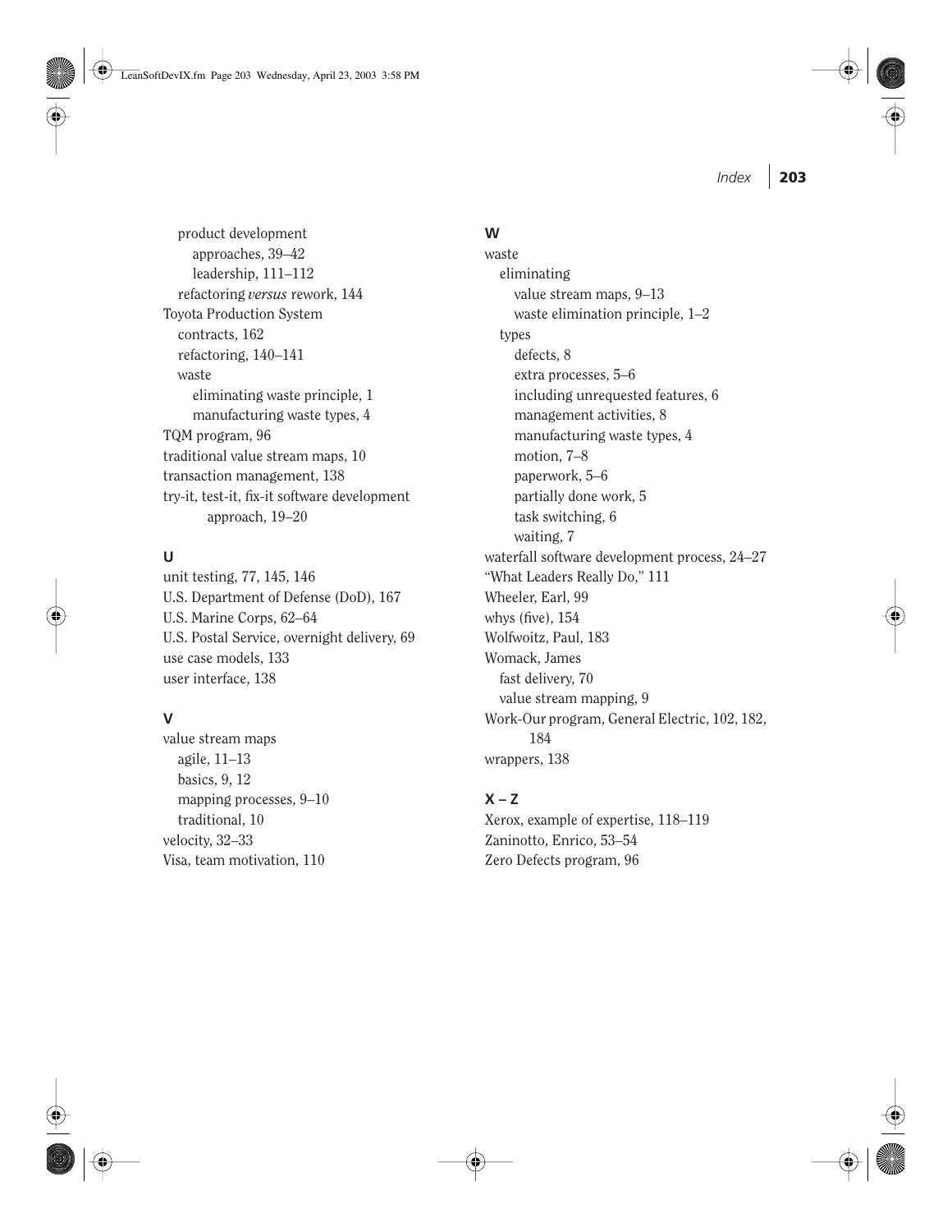product development
  approaches, 39–42
  leadership, 111–112
refactoring *versus* rework, 144

Toyota Production System
  contracts, 162
  refactoring, 140–141
  waste
    eliminating waste principle, 1
    manufacturing waste types, 4

TQM program, 96

traditional value stream maps, 10

transaction management, 138

try-it, test-it, fix-it software development approach, 19–20

### U

unit testing, 77, 145, 146

U.S. Department of Defense (DoD), 167

U.S. Marine Corps, 62–64

U.S. Postal Service, overnight delivery, 69

use case models, 133

user interface, 138

### V

value stream maps
  agile, 11–13
  basics, 9, 12
  mapping processes, 9–10
  traditional, 10

velocity, 32–33

Visa, team motivation, 110

### W

waste
  eliminating
    value stream maps, 9–13
    waste elimination principle, 1–2
  types
    defects, 8
    extra processes, 5–6
    including unrequested features, 6
    management activities, 8
    manufacturing waste types, 4
    motion, 7–8
    paperwork, 5–6
    partially done work, 5
    task switching, 6
    waiting, 7

waterfall software development process, 24–27

"What Leaders Really Do," 111

Wheeler, Earl, 99

whys (five), 154

Wolfwoitz, Paul, 183

Womack, James
  fast delivery, 70
  value stream mapping, 9

Work-Our program, General Electric, 102, 182, 184

wrappers, 138

### X – Z

Xerox, example of expertise, 118–119

Zaninotto, Enrico, 53–54

Zero Defects program, 96